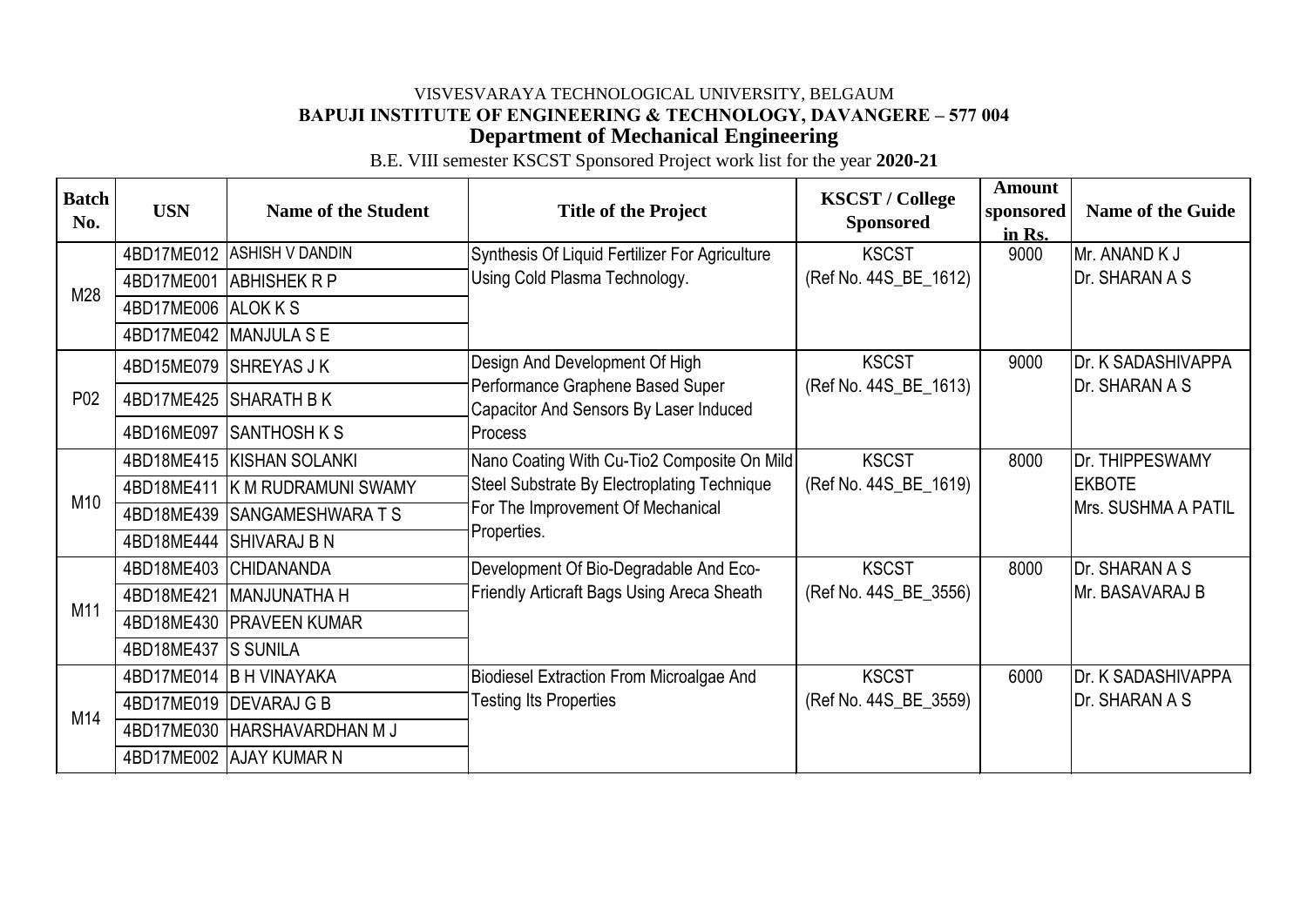VISVESVARAYA TECHNOLOGICAL UNIVERSITY, BELGAUM

**BAPUJI INSTITUTE OF ENGINEERING & TECHNOLOGY, DAVANGERE – 577 004**

## Department of Mechanical Engineering

B.E. VIII semester KSCST Sponsored Project work list for the year **2020-21**

| Batch No. | USN | Name of the Student | Title of the Project | KSCST / College Sponsored | Amount sponsored in Rs. | Name of the Guide |
|---|---|---|---|---|---|---|
| M28 | 4BD17ME012 | ASHISH V DANDIN | Synthesis Of Liquid Fertilizer For Agriculture Using Cold Plasma Technology. | KSCST (Ref No. 44S_BE_1612) | 9000 | Mr. ANAND K J<br>Dr. SHARAN A S |
| | 4BD17ME001 | ABHISHEK R P | | | | |
| | 4BD17ME006 | ALOK K S | | | | |
| | 4BD17ME042 | MANJULA S E | | | | |
| P02 | 4BD15ME079 | SHREYAS J K | Design And Development Of High Performance Graphene Based Super Capacitor And Sensors By Laser Induced Process | KSCST (Ref No. 44S_BE_1613) | 9000 | Dr. K SADASHIVAPPA<br>Dr. SHARAN A S |
| | 4BD17ME425 | SHARATH B K | | | | |
| | 4BD16ME097 | SANTHOSH K S | | | | |
| M10 | 4BD18ME415 | KISHAN SOLANKI | Nano Coating With Cu-Tio2 Composite On Mild Steel Substrate By Electroplating Technique For The Improvement Of Mechanical Properties. | KSCST (Ref No. 44S_BE_1619) | 8000 | Dr. THIPPESWAMY EKBOTE<br>Mrs. SUSHMA A PATIL |
| | 4BD18ME411 | K M RUDRAMUNI SWAMY | | | | |
| | 4BD18ME439 | SANGAMESHWARA T S | | | | |
| | 4BD18ME444 | SHIVARAJ B N | | | | |
| M11 | 4BD18ME403 | CHIDANANDA | Development Of Bio-Degradable And Eco-Friendly Articraft Bags Using Areca Sheath | KSCST (Ref No. 44S_BE_3556) | 8000 | Dr. SHARAN A S<br>Mr. BASAVARAJ B |
| | 4BD18ME421 | MANJUNATHA H | | | | |
| | 4BD18ME430 | PRAVEEN KUMAR | | | | |
| | 4BD18ME437 | S SUNILA | | | | |
| M14 | 4BD17ME014 | B H VINAYAKA | Biodiesel Extraction From Microalgae And Testing Its Properties | KSCST (Ref No. 44S_BE_3559) | 6000 | Dr. K SADASHIVAPPA<br>Dr. SHARAN A S |
| | 4BD17ME019 | DEVARAJ G B | | | | |
| | 4BD17ME030 | HARSHAVARDHAN M J | | | | |
| | 4BD17ME002 | AJAY KUMAR N | | | | |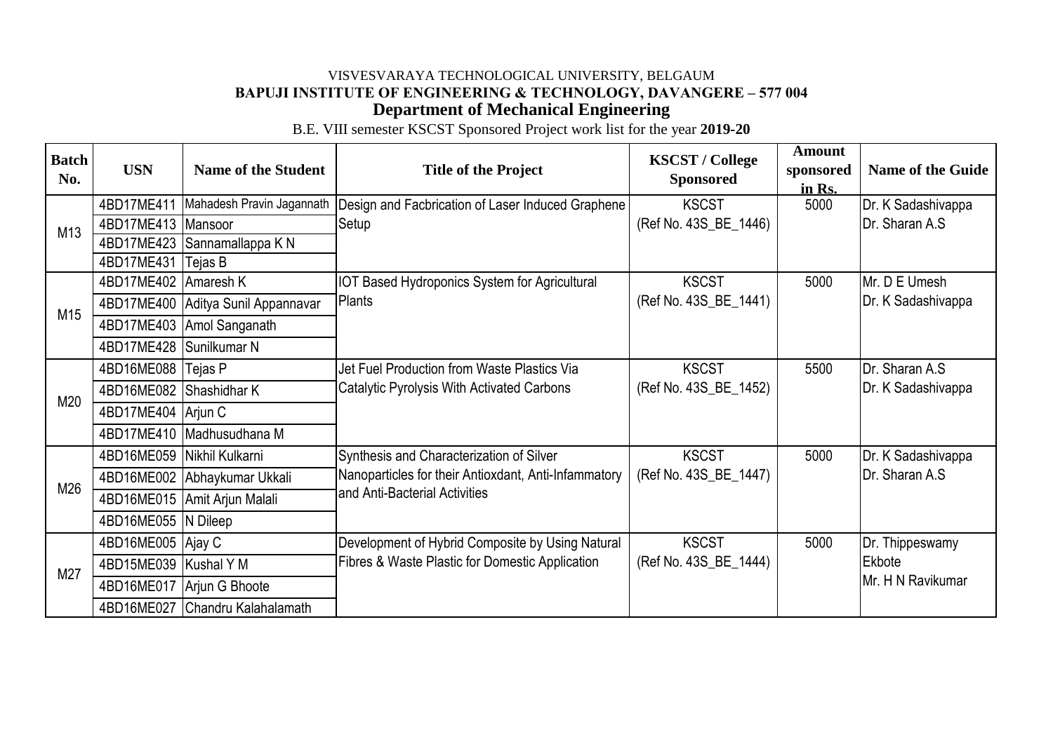VISVESVARAYA TECHNOLOGICAL UNIVERSITY, BELGAUM

**BAPUJI INSTITUTE OF ENGINEERING & TECHNOLOGY, DAVANGERE – 577 004**

**Department of Mechanical Engineering**

B.E. VIII semester KSCST Sponsored Project work list for the year **2019-20**

| Batch No. | USN | Name of the Student | Title of the Project | KSCST / College Sponsored | Amount sponsored in Rs. | Name of the Guide |
|---|---|---|---|---|---|---|
| M13 | 4BD17ME411 | Mahadesh Pravin Jagannath | Design and Facbrication of Laser Induced Graphene Setup | KSCST (Ref No. 43S_BE_1446) | 5000 | Dr. K Sadashivappa Dr. Sharan A.S |
| | 4BD17ME413 | Mansoor | | | | |
| | 4BD17ME423 | Sannamallappa K N | | | | |
| | 4BD17ME431 | Tejas B | | | | |
| M15 | 4BD17ME402 | Amaresh K | IOT Based Hydroponics System for Agricultural Plants | KSCST (Ref No. 43S_BE_1441) | 5000 | Mr. D E Umesh Dr. K Sadashivappa |
| | 4BD17ME400 | Aditya Sunil Appannavar | | | | |
| | 4BD17ME403 | Amol Sanganath | | | | |
| | 4BD17ME428 | Sunilkumar N | | | | |
| M20 | 4BD16ME088 | Tejas P | Jet Fuel Production from Waste Plastics Via Catalytic Pyrolysis With Activated Carbons | KSCST (Ref No. 43S_BE_1452) | 5500 | Dr. Sharan A.S Dr. K Sadashivappa |
| | 4BD16ME082 | Shashidhar K | | | | |
| | 4BD17ME404 | Arjun C | | | | |
| | 4BD17ME410 | Madhusudhana M | | | | |
| M26 | 4BD16ME059 | Nikhil Kulkarni | Synthesis and Characterization of Silver Nanoparticles for their Antioxdant, Anti-Infammatory and Anti-Bacterial Activities | KSCST (Ref No. 43S_BE_1447) | 5000 | Dr. K Sadashivappa Dr. Sharan A.S |
| | 4BD16ME002 | Abhaykumar Ukkali | | | | |
| | 4BD16ME015 | Amit Arjun Malali | | | | |
| | 4BD16ME055 | N Dileep | | | | |
| M27 | 4BD16ME005 | Ajay C | Development of Hybrid Composite by Using Natural Fibres & Waste Plastic for Domestic Application | KSCST (Ref No. 43S_BE_1444) | 5000 | Dr. Thippeswamy Ekbote Mr. H N Ravikumar |
| | 4BD15ME039 | Kushal Y M | | | | |
| | 4BD16ME017 | Arjun G Bhoote | | | | |
| | 4BD16ME027 | Chandru Kalahalamath | | | | |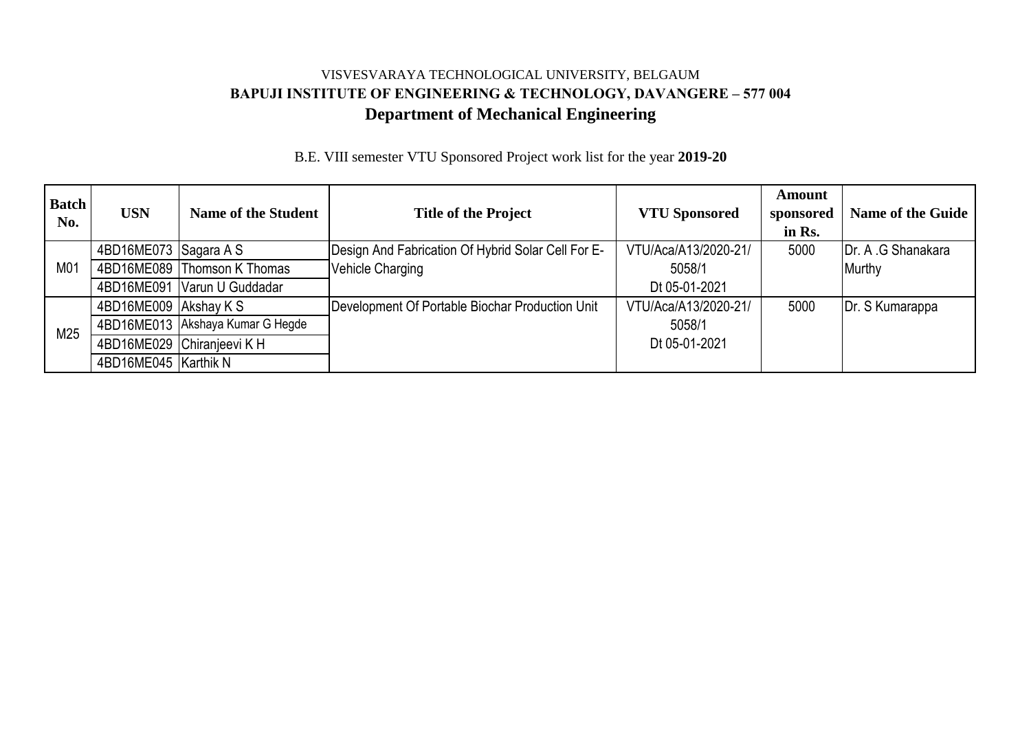VISVESVARAYA TECHNOLOGICAL UNIVERSITY, BELGAUM

**BAPUJI INSTITUTE OF ENGINEERING & TECHNOLOGY, DAVANGERE – 577 004**

## Department of Mechanical Engineering

B.E. VIII semester VTU Sponsored Project work list for the year **2019-20**

| Batch No. | USN | Name of the Student | Title of the Project | VTU Sponsored | Amount sponsored in Rs. | Name of the Guide |
|---|---|---|---|---|---|---|
| M01 | 4BD16ME073 | Sagara A S | Design And Fabrication Of Hybrid Solar Cell For E-Vehicle Charging | VTU/Aca/A13/2020-21/ 5058/1 Dt 05-01-2021 | 5000 | Dr. A .G Shanakara Murthy |
| | 4BD16ME089 | Thomson K Thomas | | | | |
| | 4BD16ME091 | Varun U Guddadar | | | | |
| M25 | 4BD16ME009 | Akshay K S | Development Of Portable Biochar Production Unit | VTU/Aca/A13/2020-21/ 5058/1 Dt 05-01-2021 | 5000 | Dr. S Kumarappa |
| | 4BD16ME013 | Akshaya Kumar G Hegde | | | | |
| | 4BD16ME029 | Chiranjeevi K H | | | | |
| | 4BD16ME045 | Karthik N | | | | |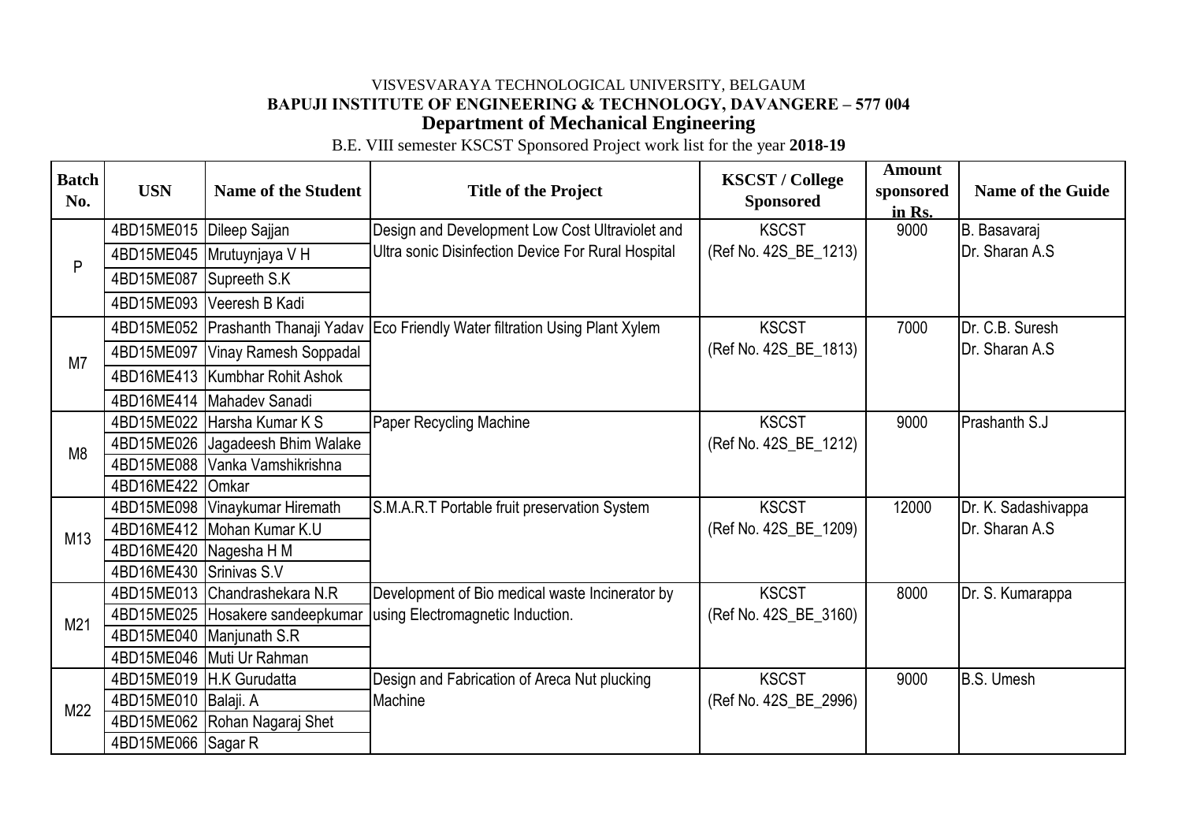VISVESVARAYA TECHNOLOGICAL UNIVERSITY, BELGAUM

**BAPUJI INSTITUTE OF ENGINEERING & TECHNOLOGY, DAVANGERE – 577 004**

## Department of Mechanical Engineering

B.E. VIII semester KSCST Sponsored Project work list for the year **2018-19**

| Batch No. | USN | Name of the Student | Title of the Project | KSCST / College Sponsored | Amount sponsored in Rs. | Name of the Guide |
|---|---|---|---|---|---|---|
| P | 4BD15ME015 | Dileep Sajjan | Design and Development Low Cost Ultraviolet and Ultra sonic Disinfection Device For Rural Hospital | KSCST (Ref No. 42S_BE_1213) | 9000 | B. Basavaraj Dr. Sharan A.S |
| | 4BD15ME045 | Mrutuynjaya V H | | | | |
| | 4BD15ME087 | Supreeth S.K | | | | |
| | 4BD15ME093 | Veeresh B Kadi | | | | |
| M7 | 4BD15ME052 | Prashanth Thanaji Yadav | Eco Friendly Water filtration Using Plant Xylem | KSCST (Ref No. 42S_BE_1813) | 7000 | Dr. C.B. Suresh Dr. Sharan A.S |
| | 4BD15ME097 | Vinay Ramesh Soppadal | | | | |
| | 4BD16ME413 | Kumbhar Rohit Ashok | | | | |
| | 4BD16ME414 | Mahadev Sanadi | | | | |
| M8 | 4BD15ME022 | Harsha Kumar K S | Paper Recycling Machine | KSCST (Ref No. 42S_BE_1212) | 9000 | Prashanth S.J |
| | 4BD15ME026 | Jagadeesh Bhim Walake | | | | |
| | 4BD15ME088 | Vanka Vamshikrishna | | | | |
| | 4BD16ME422 | Omkar | | | | |
| M13 | 4BD15ME098 | Vinaykumar Hiremath | S.M.A.R.T Portable fruit preservation System | KSCST (Ref No. 42S_BE_1209) | 12000 | Dr. K. Sadashivappa Dr. Sharan A.S |
| | 4BD16ME412 | Mohan Kumar K.U | | | | |
| | 4BD16ME420 | Nagesha H M | | | | |
| | 4BD16ME430 | Srinivas S.V | | | | |
| M21 | 4BD15ME013 | Chandrashekara N.R | Development of Bio medical waste Incinerator by using Electromagnetic Induction. | KSCST (Ref No. 42S_BE_3160) | 8000 | Dr. S. Kumarappa |
| | 4BD15ME025 | Hosakere sandeepkumar | | | | |
| | 4BD15ME040 | Manjunath S.R | | | | |
| | 4BD15ME046 | Muti Ur Rahman | | | | |
| M22 | 4BD15ME019 | H.K Gurudatta | Design and Fabrication of Areca Nut plucking Machine | KSCST (Ref No. 42S_BE_2996) | 9000 | B.S. Umesh |
| | 4BD15ME010 | Balaji. A | | | | |
| | 4BD15ME062 | Rohan Nagaraj Shet | | | | |
| | 4BD15ME066 | Sagar R | | | | |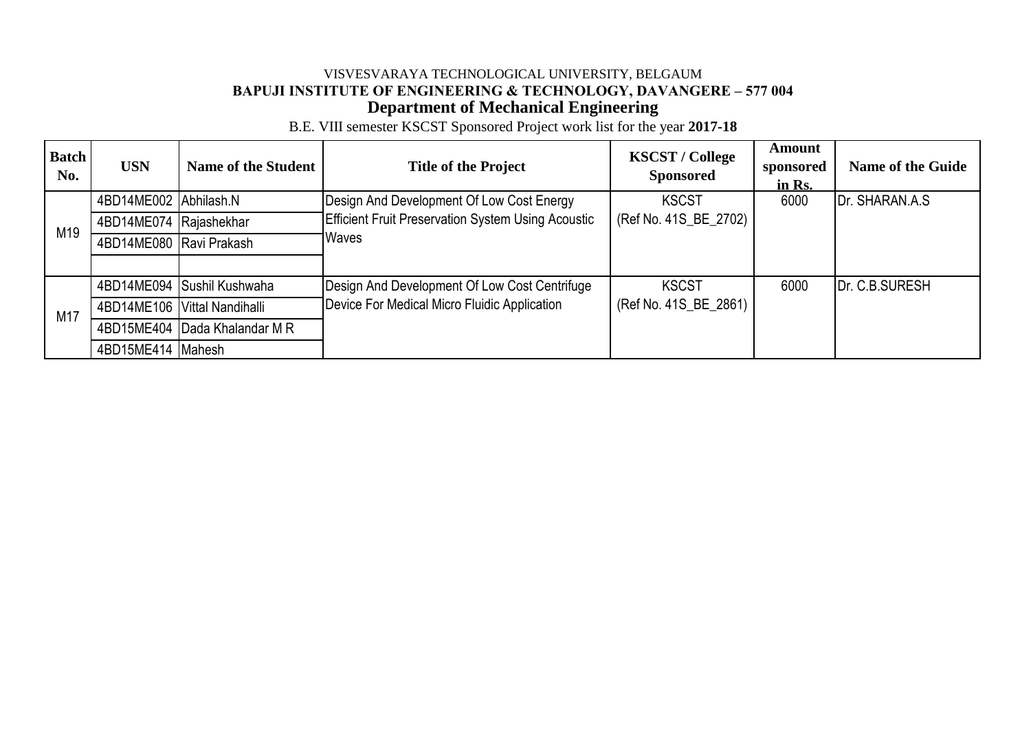VISVESVARAYA TECHNOLOGICAL UNIVERSITY, BELGAUM

**BAPUJI INSTITUTE OF ENGINEERING & TECHNOLOGY, DAVANGERE – 577 004**

## Department of Mechanical Engineering

B.E. VIII semester KSCST Sponsored Project work list for the year **2017-18**

| Batch No. | USN | Name of the Student | Title of the Project | KSCST / College Sponsored | Amount sponsored in Rs. | Name of the Guide |
|---|---|---|---|---|---|---|
| M19 | 4BD14ME002 | Abhilash.N | Design And Development Of Low Cost Energy Efficient Fruit Preservation System Using Acoustic Waves | KSCST (Ref No. 41S_BE_2702) | 6000 | Dr. SHARAN.A.S |
| | 4BD14ME074 | Rajashekhar | | | | |
| | 4BD14ME080 | Ravi Prakash | | | | |
| | | | | | | |
| M17 | 4BD14ME094 | Sushil Kushwaha | Design And Development Of Low Cost Centrifuge Device For Medical Micro Fluidic Application | KSCST (Ref No. 41S_BE_2861) | 6000 | Dr. C.B.SURESH |
| | 4BD14ME106 | Vittal Nandihalli | | | | |
| | 4BD15ME404 | Dada Khalandar M R | | | | |
| | 4BD15ME414 | Mahesh | | | | |